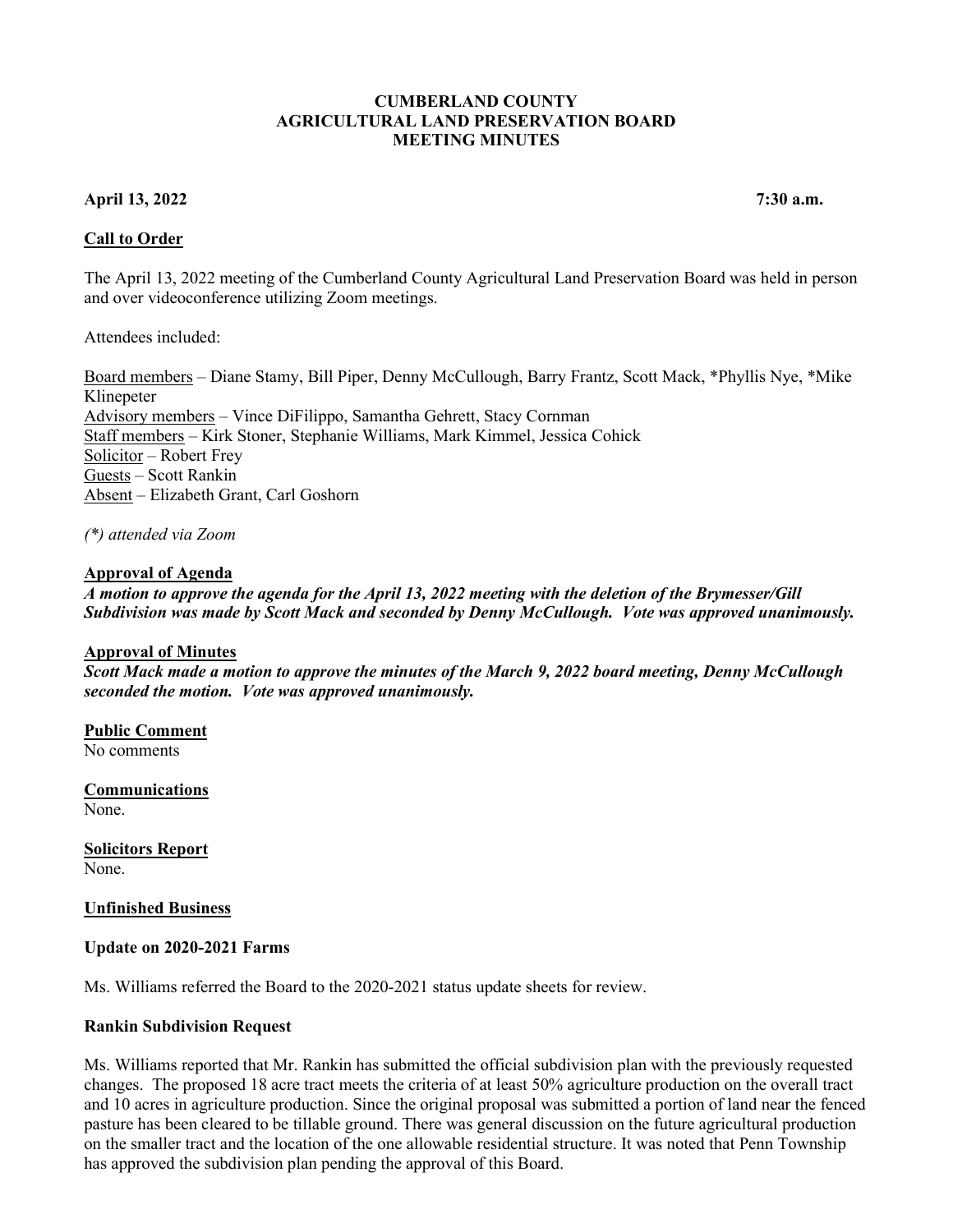**CUMBERLAND COUNTY**
**AGRICULTURAL LAND PRESERVATION BOARD**
**MEETING MINUTES**

**April 13, 2022** **7:30 a.m.**

## Call to Order

The April 13, 2022 meeting of the Cumberland County Agricultural Land Preservation Board was held in person and over videoconference utilizing Zoom meetings.

Attendees included:

Board members – Diane Stamy, Bill Piper, Denny McCullough, Barry Frantz, Scott Mack, *Phyllis Nye, *Mike Klinepeter
Advisory members – Vince DiFilippo, Samantha Gehrett, Stacy Cornman
Staff members – Kirk Stoner, Stephanie Williams, Mark Kimmel, Jessica Cohick
Solicitor – Robert Frey
Guests – Scott Rankin
Absent – Elizabeth Grant, Carl Goshorn

*(\*) attended via Zoom*

## Approval of Agenda

***A motion to approve the agenda for the April 13, 2022 meeting with the deletion of the Brymesser/Gill Subdivision was made by Scott Mack and seconded by Denny McCullough. Vote was approved unanimously.***

## Approval of Minutes

***Scott Mack made a motion to approve the minutes of the March 9, 2022 board meeting, Denny McCullough seconded the motion. Vote was approved unanimously.***

## Public Comment

No comments

## Communications

None.

## Solicitors Report

None.

## Unfinished Business

### Update on 2020-2021 Farms

Ms. Williams referred the Board to the 2020-2021 status update sheets for review.

### Rankin Subdivision Request

Ms. Williams reported that Mr. Rankin has submitted the official subdivision plan with the previously requested changes. The proposed 18 acre tract meets the criteria of at least 50% agriculture production on the overall tract and 10 acres in agriculture production. Since the original proposal was submitted a portion of land near the fenced pasture has been cleared to be tillable ground. There was general discussion on the future agricultural production on the smaller tract and the location of the one allowable residential structure. It was noted that Penn Township has approved the subdivision plan pending the approval of this Board.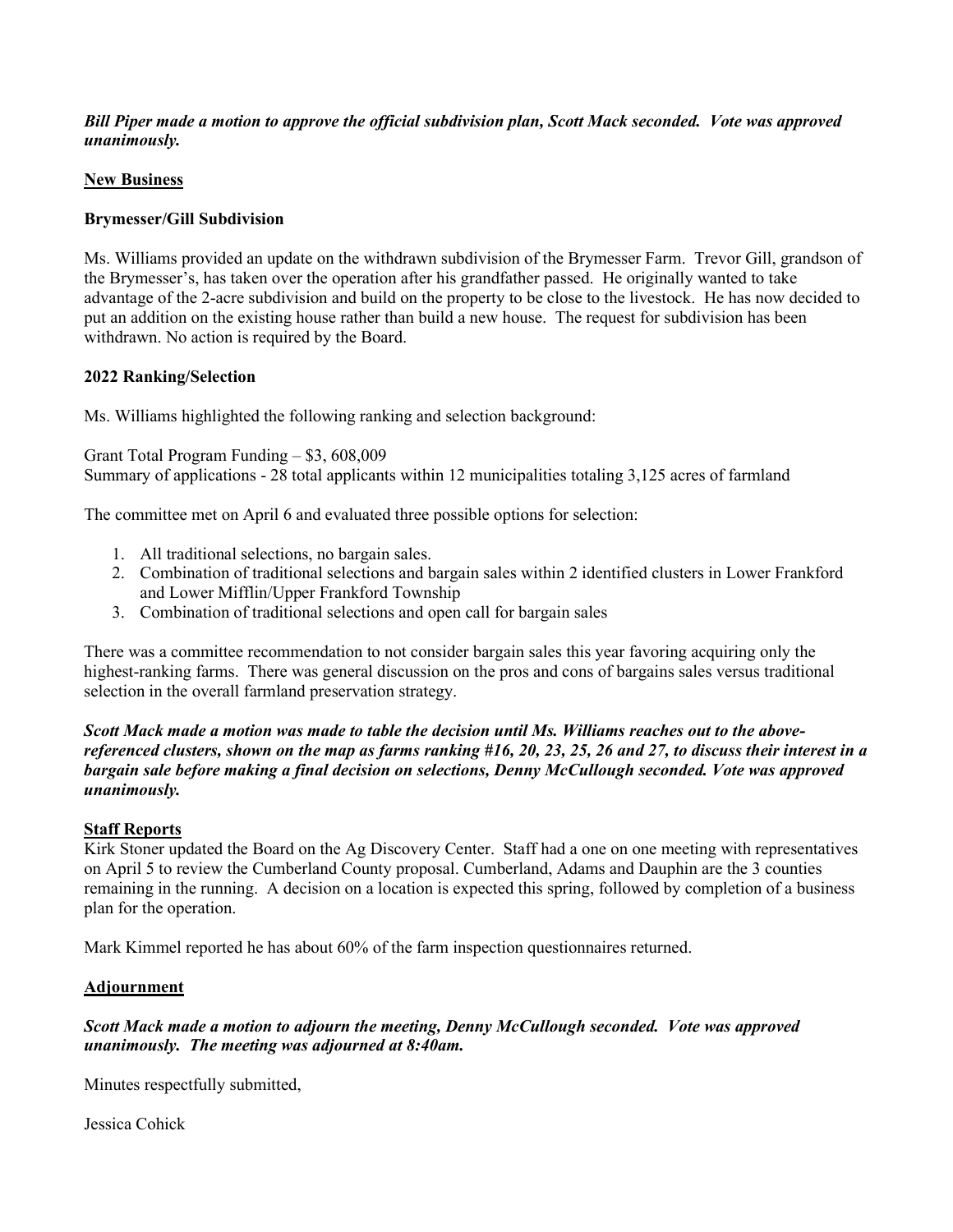***Bill Piper made a motion to approve the official subdivision plan, Scott Mack seconded. Vote was approved unanimously.***

## New Business

### Brymesser/Gill Subdivision

Ms. Williams provided an update on the withdrawn subdivision of the Brymesser Farm. Trevor Gill, grandson of the Brymesser's, has taken over the operation after his grandfather passed. He originally wanted to take advantage of the 2-acre subdivision and build on the property to be close to the livestock. He has now decided to put an addition on the existing house rather than build a new house. The request for subdivision has been withdrawn. No action is required by the Board.

### 2022 Ranking/Selection

Ms. Williams highlighted the following ranking and selection background:

Grant Total Program Funding – $3, 608,009
Summary of applications - 28 total applicants within 12 municipalities totaling 3,125 acres of farmland

The committee met on April 6 and evaluated three possible options for selection:

1. All traditional selections, no bargain sales.
2. Combination of traditional selections and bargain sales within 2 identified clusters in Lower Frankford and Lower Mifflin/Upper Frankford Township
3. Combination of traditional selections and open call for bargain sales

There was a committee recommendation to not consider bargain sales this year favoring acquiring only the highest-ranking farms. There was general discussion on the pros and cons of bargains sales versus traditional selection in the overall farmland preservation strategy.

***Scott Mack made a motion was made to table the decision until Ms. Williams reaches out to the above-referenced clusters, shown on the map as farms ranking #16, 20, 23, 25, 26 and 27, to discuss their interest in a bargain sale before making a final decision on selections, Denny McCullough seconded. Vote was approved unanimously.***

## Staff Reports

Kirk Stoner updated the Board on the Ag Discovery Center. Staff had a one on one meeting with representatives on April 5 to review the Cumberland County proposal. Cumberland, Adams and Dauphin are the 3 counties remaining in the running. A decision on a location is expected this spring, followed by completion of a business plan for the operation.

Mark Kimmel reported he has about 60% of the farm inspection questionnaires returned.

## Adjournment

***Scott Mack made a motion to adjourn the meeting, Denny McCullough seconded. Vote was approved unanimously. The meeting was adjourned at 8:40am.***

Minutes respectfully submitted,

Jessica Cohick